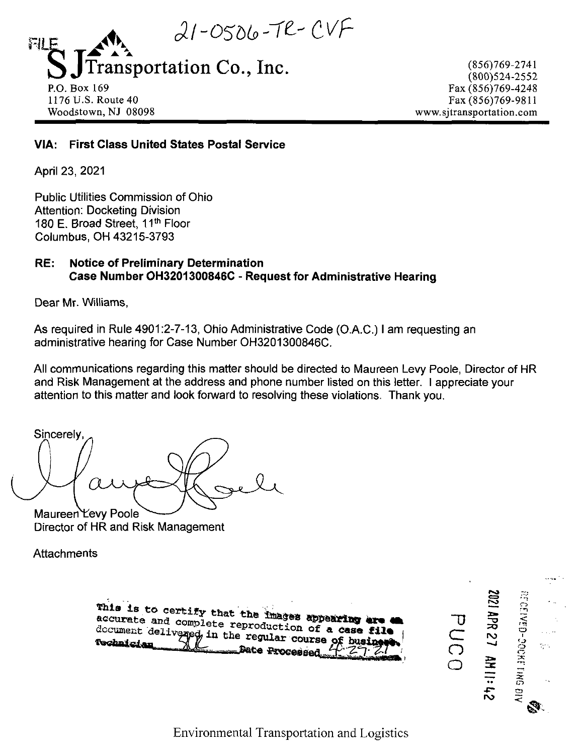21-0506-TR-CVF

FILE

# S J Transportation Co., Inc.

P.O. Box 169
1176 U.S. Route 40
Woodstown, NJ 08098

(856)769-2741
(800)524-2552
Fax (856)769-4248
Fax (856)769-9811
www.sjtransportation.com

**VIA: First Class United States Postal Service**

April 23, 2021

Public Utilities Commission of Ohio
Attention: Docketing Division
180 E. Broad Street, 11th Floor
Columbus, OH 43215-3793

**RE: Notice of Preliminary Determination**
**Case Number OH3201300846C - Request for Administrative Hearing**

Dear Mr. Williams,

As required in Rule 4901:2-7-13, Ohio Administrative Code (O.A.C.) I am requesting an administrative hearing for Case Number OH3201300846C.

All communications regarding this matter should be directed to Maureen Levy Poole, Director of HR and Risk Management at the address and phone number listed on this letter. I appreciate your attention to this matter and look forward to resolving these violations. Thank you.

Sincerely,

Maureen Levy Poole
Director of HR and Risk Management

Attachments

This is to certify that the images appearing are an accurate and complete reproduction of a case file document delivered in the regular course of business. Technician SKC Date Processed 4-27-21

RECEIVED-DOCKETING DIV
2021 APR 27 AM 11:42
PUCO

Environmental Transportation and Logistics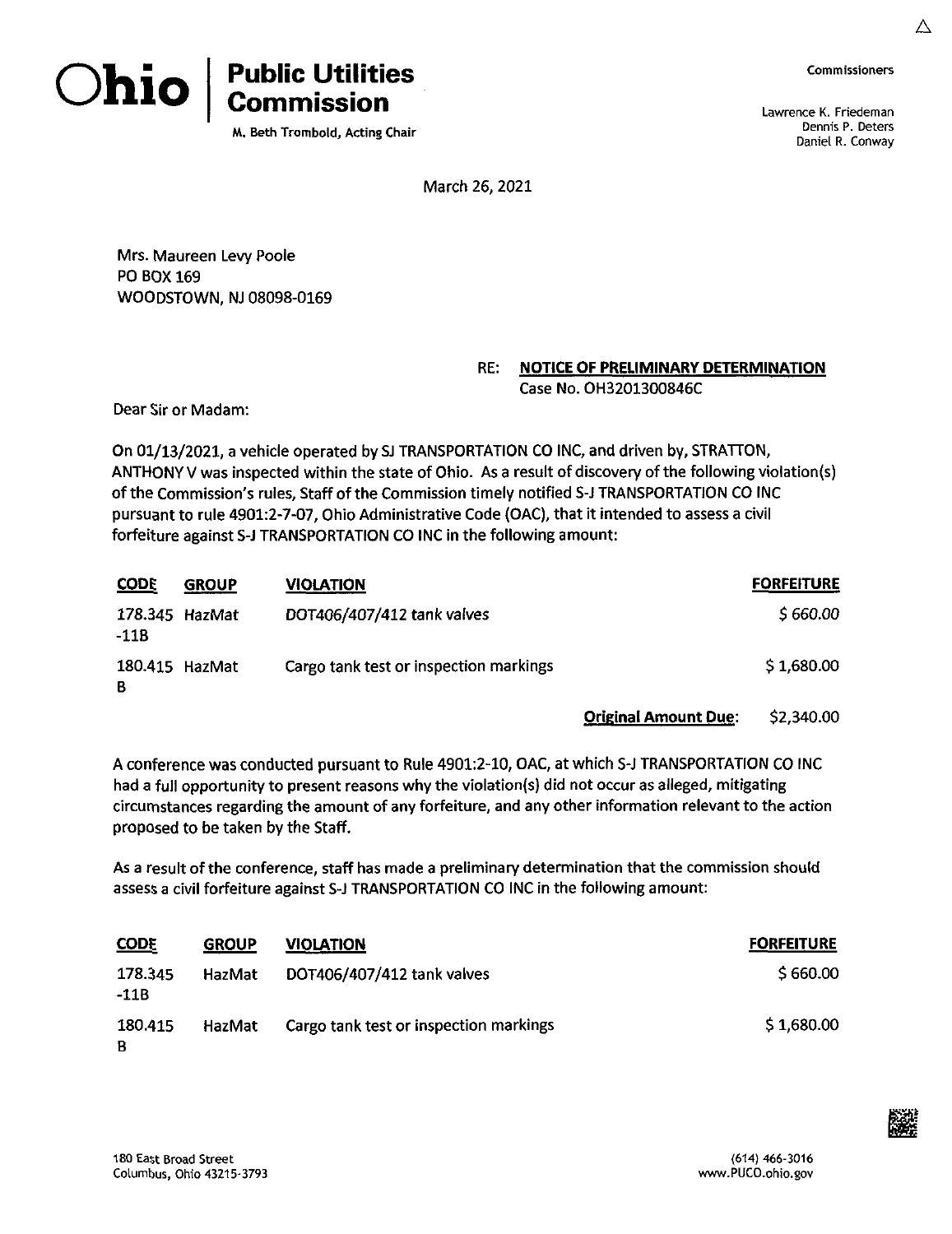# Ohio | Public Utilities Commission

M. Beth Trombold, Acting Chair

Commissioners

Lawrence K. Friedeman
Dennis P. Deters
Daniel R. Conway

March 26, 2021

Mrs. Maureen Levy Poole
PO BOX 169
WOODSTOWN, NJ 08098-0169

RE: **NOTICE OF PRELIMINARY DETERMINATION**
Case No. OH3201300846C

Dear Sir or Madam:

On 01/13/2021, a vehicle operated by SJ TRANSPORTATION CO INC, and driven by, STRATTON, ANTHONY V was inspected within the state of Ohio. As a result of discovery of the following violation(s) of the Commission's rules, Staff of the Commission timely notified S-J TRANSPORTATION CO INC pursuant to rule 4901:2-7-07, Ohio Administrative Code (OAC), that it intended to assess a civil forfeiture against S-J TRANSPORTATION CO INC in the following amount:

| CODE | GROUP | VIOLATION | FORFEITURE |
|---|---|---|---|
| 178.345-11B | HazMat | DOT406/407/412 tank valves | $ 660.00 |
| 180.415 B | HazMat | Cargo tank test or inspection markings | $ 1,680.00 |
| | | **Original Amount Due**: | $2,340.00 |

A conference was conducted pursuant to Rule 4901:2-10, OAC, at which S-J TRANSPORTATION CO INC had a full opportunity to present reasons why the violation(s) did not occur as alleged, mitigating circumstances regarding the amount of any forfeiture, and any other information relevant to the action proposed to be taken by the Staff.

As a result of the conference, staff has made a preliminary determination that the commission should assess a civil forfeiture against S-J TRANSPORTATION CO INC in the following amount:

| CODE | GROUP | VIOLATION | FORFEITURE |
|---|---|---|---|
| 178.345-11B | HazMat | DOT406/407/412 tank valves | $ 660.00 |
| 180.415 B | HazMat | Cargo tank test or inspection markings | $ 1,680.00 |

180 East Broad Street
Columbus, Ohio 43215-3793

(614) 466-3016
www.PUCO.ohio.gov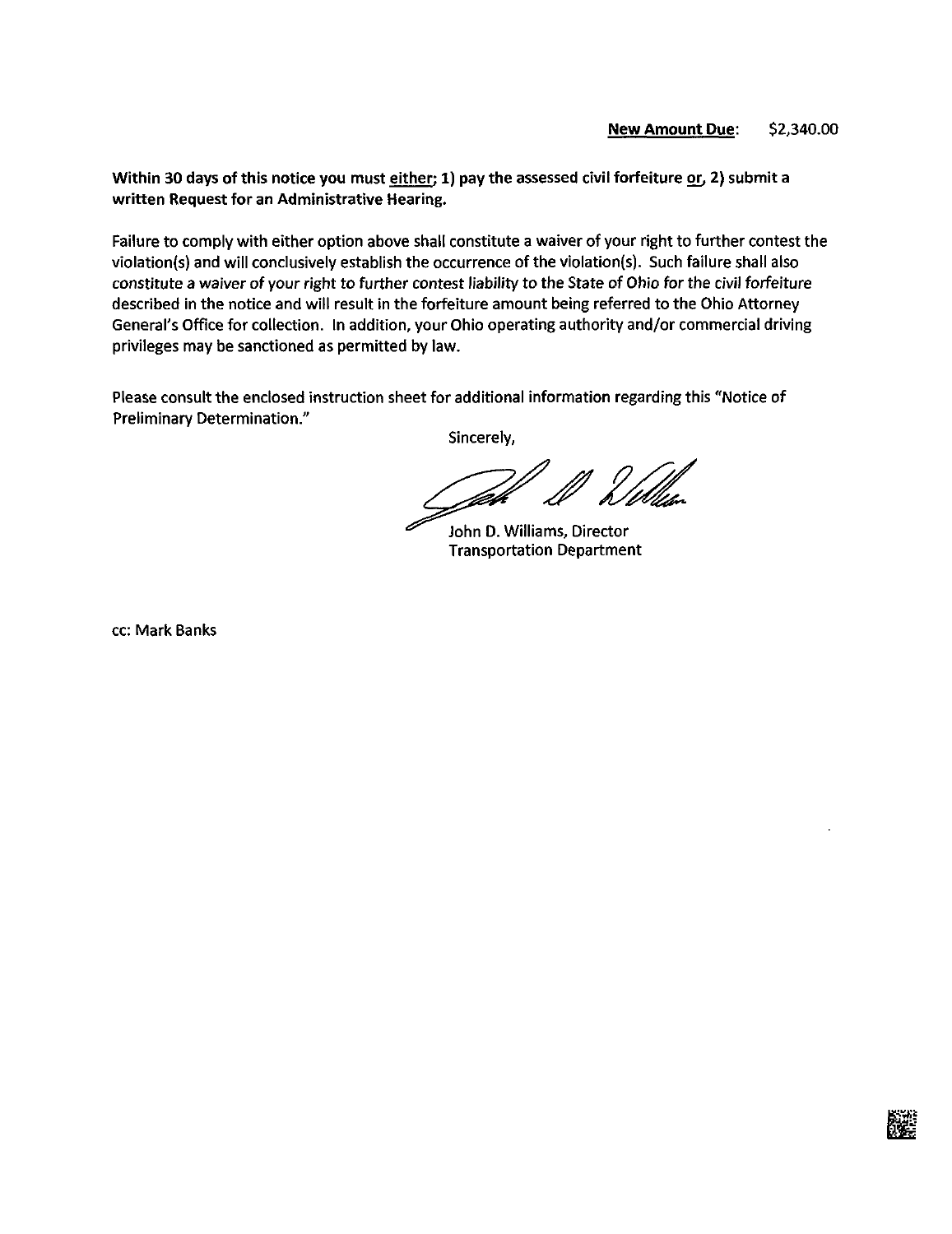**<u>New Amount Due</u>:** $2,340.00

**Within 30 days of this notice you must <u>either</u>; 1) pay the assessed civil forfeiture <u>or</u>, 2) submit a written Request for an Administrative Hearing.**

Failure to comply with either option above shall constitute a waiver of your right to further contest the violation(s) and will conclusively establish the occurrence of the violation(s). Such failure shall also constitute a waiver of your right to further contest liability to the State of Ohio for the civil forfeiture described in the notice and will result in the forfeiture amount being referred to the Ohio Attorney General's Office for collection. In addition, your Ohio operating authority and/or commercial driving privileges may be sanctioned as permitted by law.

Please consult the enclosed instruction sheet for additional information regarding this "Notice of Preliminary Determination."

Sincerely,

John D. Williams, Director
Transportation Department

cc: Mark Banks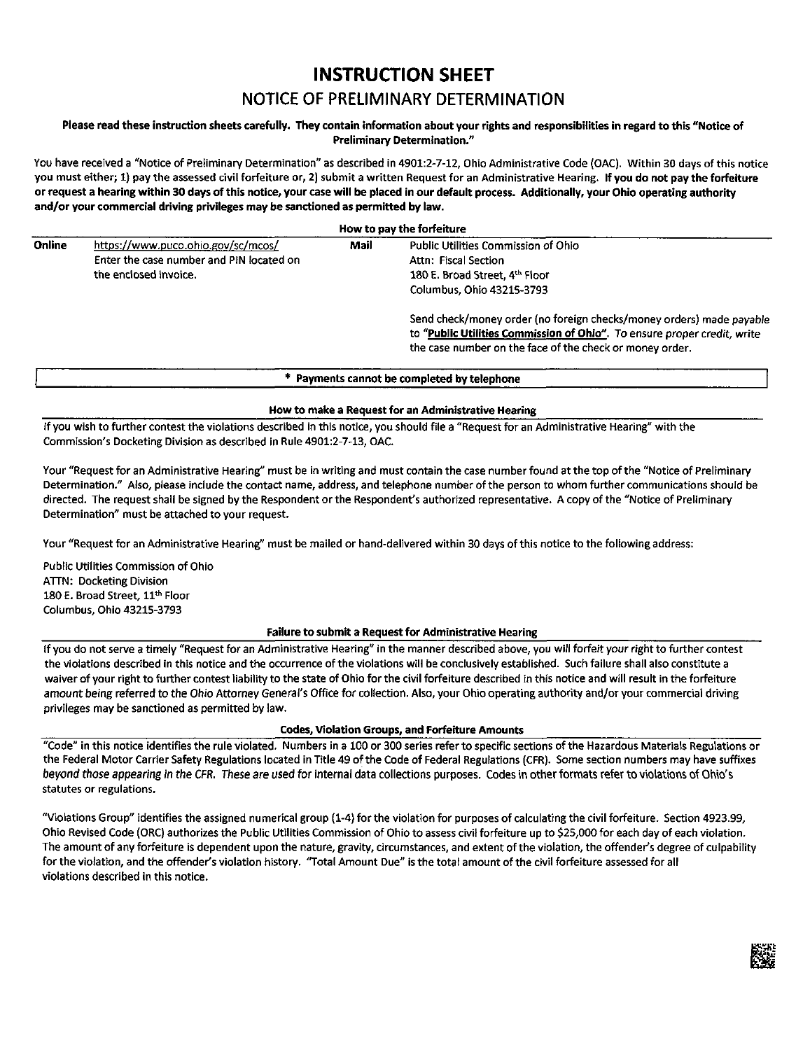# INSTRUCTION SHEET

## NOTICE OF PRELIMINARY DETERMINATION

**Please read these instruction sheets carefully. They contain information about your rights and responsibilities in regard to this "Notice of Preliminary Determination."**

You have received a "Notice of Preliminary Determination" as described in 4901:2-7-12, Ohio Administrative Code (OAC). Within 30 days of this notice you must either; 1) pay the assessed civil forfeiture or, 2) submit a written Request for an Administrative Hearing. **If you do not pay the forfeiture or request a hearing within 30 days of this notice, your case will be placed in our default process. Additionally, your Ohio operating authority and/or your commercial driving privileges may be sanctioned as permitted by law.**

### How to pay the forfeiture

| | | | |
|---|---|---|---|
| **Online** | https://www.puco.ohio.gov/sc/mcos/ Enter the case number and PIN located on the enclosed invoice. | **Mail** | Public Utilities Commission of Ohio<br>Attn: Fiscal Section<br>180 E. Broad Street, 4th Floor<br>Columbus, Ohio 43215-3793<br><br>Send check/money order (no foreign checks/money orders) made payable to "**Public Utilities Commission of Ohio**". *To ensure proper credit, write the case number on the face of the check or money order.* |

**\* Payments cannot be completed by telephone**

### How to make a Request for an Administrative Hearing

If you wish to further contest the violations described in this notice, you should file a "Request for an Administrative Hearing" with the Commission's Docketing Division as described in Rule 4901:2-7-13, OAC.

Your "Request for an Administrative Hearing" must be in writing and must contain the case number found at the top of the "Notice of Preliminary Determination." Also, please include the contact name, address, and telephone number of the person to whom further communications should be directed. The request shall be signed by the Respondent or the Respondent's authorized representative. A copy of the "Notice of Preliminary Determination" must be attached to your request.

Your "Request for an Administrative Hearing" must be mailed or hand-delivered within 30 days of this notice to the following address:

Public Utilities Commission of Ohio
ATTN: Docketing Division
180 E. Broad Street, 11th Floor
Columbus, Ohio 43215-3793

### Failure to submit a Request for Administrative Hearing

If you do not serve a timely "Request for an Administrative Hearing" in the manner described above, you will forfeit your right to further contest the violations described in this notice and the occurrence of the violations will be conclusively established. Such failure shall also constitute a waiver of your right to further contest liability to the state of Ohio for the civil forfeiture described in this notice and will result in the forfeiture amount being referred to the Ohio Attorney General's Office for collection. Also, your Ohio operating authority and/or your commercial driving privileges may be sanctioned as permitted by law.

### Codes, Violation Groups, and Forfeiture Amounts

"Code" in this notice identifies the rule violated. Numbers in a 100 or 300 series refer to specific sections of the Hazardous Materials Regulations or the Federal Motor Carrier Safety Regulations located in Title 49 of the Code of Federal Regulations (CFR). Some section numbers may have suffixes beyond those appearing in the CFR. These are used for internal data collections purposes. Codes in other formats refer to violations of Ohio's statutes or regulations.

"Violations Group" identifies the assigned numerical group (1-4) for the violation for purposes of calculating the civil forfeiture. Section 4923.99, Ohio Revised Code (ORC) authorizes the Public Utilities Commission of Ohio to assess civil forfeiture up to $25,000 for each day of each violation. The amount of any forfeiture is dependent upon the nature, gravity, circumstances, and extent of the violation, the offender's degree of culpability for the violation, and the offender's violation history. "Total Amount Due" is the total amount of the civil forfeiture assessed for all violations described in this notice.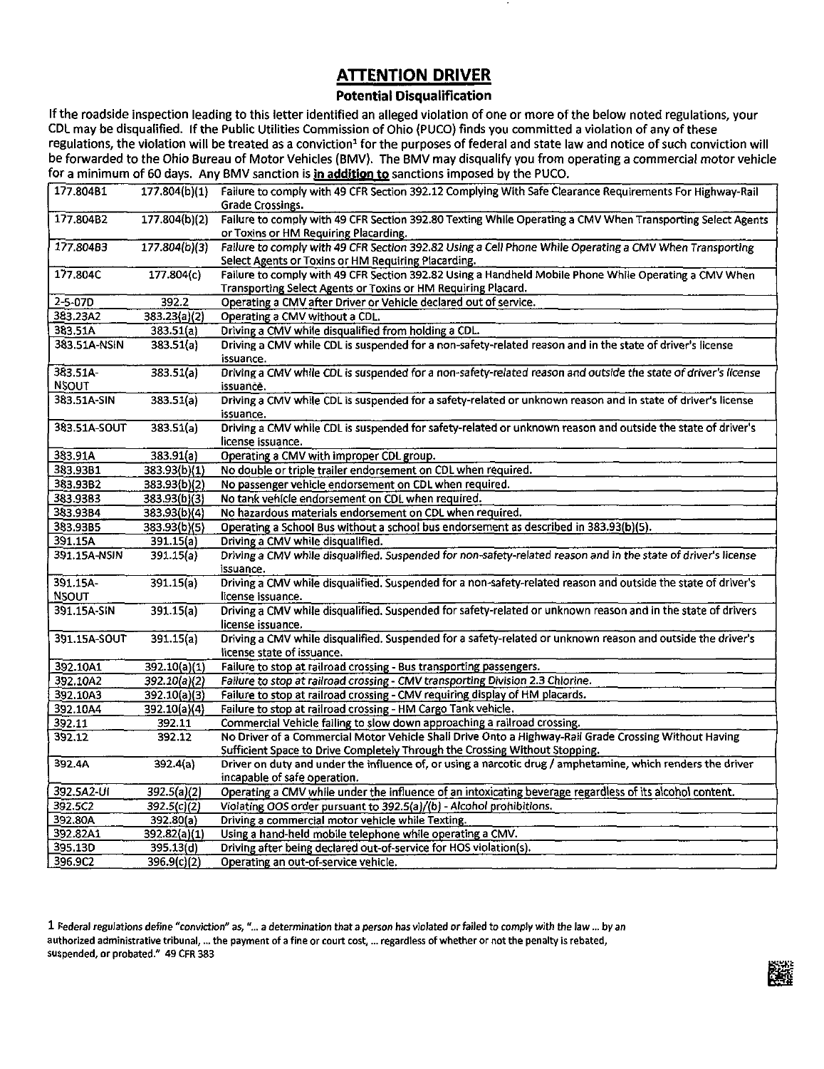# ATTENTION DRIVER

## Potential Disqualification

If the roadside inspection leading to this letter identified an alleged violation of one or more of the below noted regulations, your CDL may be disqualified. If the Public Utilities Commission of Ohio (PUCO) finds you committed a violation of any of these regulations, the violation will be treated as a conviction[1] for the purposes of federal and state law and notice of such conviction will be forwarded to the Ohio Bureau of Motor Vehicles (BMV). The BMV may disqualify you from operating a commercial motor vehicle for a minimum of 60 days. Any BMV sanction is **in addition to** sanctions imposed by the PUCO.

| | | |
|---|---|---|
| 177.804B1 | 177.804(b)(1) | Failure to comply with 49 CFR Section 392.12 Complying With Safe Clearance Requirements For Highway-Rail Grade Crossings. |
| 177.804B2 | 177.804(b)(2) | Failure to comply with 49 CFR Section 392.80 Texting While Operating a CMV When Transporting Select Agents or Toxins or HM Requiring Placarding. |
| 177.804B3 | 177.804(b)(3) | *Failure to comply with 49 CFR Section 392.82 Using a Cell Phone While Operating a CMV When Transporting Select Agents or Toxins or HM Requiring Placarding.* |
| 177.804C | 177.804(c) | Failure to comply with 49 CFR Section 392.82 Using a Handheld Mobile Phone While Operating a CMV When Transporting Select Agents or Toxins or HM Requiring Placard. |
| 2-5-07D | 392.2 | Operating a CMV after Driver or Vehicle declared out of service. |
| 383.23A2 | 383.23(a)(2) | Operating a CMV without a CDL. |
| 383.51A | 383.51(a) | Driving a CMV while disqualified from holding a CDL. |
| 383.51A-NSIN | 383.51(a) | Driving a CMV while CDL is suspended for a non-safety-related reason and in the state of driver's license issuance. |
| 383.51A-NSOUT | 383.51(a) | Driving a CMV while CDL is suspended for a *non-safety-related reason and outside the state of driver's license* issuance. |
| 383.51A-SIN | 383.51(a) | Driving a CMV while CDL is suspended for a safety-related or unknown reason and in state of driver's license issuance. |
| 383.51A-SOUT | 383.51(a) | Driving a CMV while CDL is suspended for safety-related or unknown reason and outside the state of driver's license issuance. |
| 383.91A | 383.91(a) | Operating a CMV with improper CDL group. |
| 383.93B1 | 383.93(b)(1) | No double or triple trailer endorsement on CDL when required. |
| 383.93B2 | 383.93(b)(2) | No passenger vehicle endorsement on CDL when required. |
| 383.93B3 | 383.93(b)(3) | No tank vehicle endorsement on CDL when required. |
| 383.93B4 | 383.93(b)(4) | No hazardous materials endorsement on CDL when required. |
| 383.93B5 | 383.93(b)(5) | Operating a School Bus without a school bus endorsement as described in 383.93(b)(5). |
| 391.15A | 391.15(a) | Driving a CMV while disqualified. |
| 391.15A-NSIN | 391.15(a) | Driving a CMV while disqualified. *Suspended for non-safety-related reason and in the state of driver's license* issuance. |
| 391.15A-NSOUT | 391.15(a) | Driving a CMV while disqualified. Suspended for a non-safety-related reason and outside the state of driver's license issuance. |
| 391.15A-SIN | 391.15(a) | Driving a CMV while disqualified. Suspended for safety-related or unknown reason and in the state of drivers license issuance. |
| 391.15A-SOUT | 391.15(a) | Driving a CMV while disqualified. Suspended for a safety-related or unknown reason and outside the driver's license state of issuance. |
| 392.10A1 | 392.10(a)(1) | Failure to stop at railroad crossing - Bus transporting passengers. |
| 392.10A2 | 392.10(a)(2) | *Failure to stop at railroad crossing - CMV transporting Division 2.3 Chlorine.* |
| 392.10A3 | 392.10(a)(3) | Failure to stop at railroad crossing - CMV requiring display of HM placards. |
| 392.10A4 | 392.10(a)(4) | Failure to stop at railroad crossing - HM Cargo Tank vehicle. |
| 392.11 | 392.11 | Commercial Vehicle failing to slow down approaching a railroad crossing. |
| 392.12 | 392.12 | No Driver of a Commercial Motor Vehicle Shall Drive Onto a Highway-Rail Grade Crossing Without Having Sufficient Space to Drive Completely Through the Crossing Without Stopping. |
| 392.4A | 392.4(a) | Driver on duty and under the influence of, or using a narcotic drug / amphetamine, which renders the driver incapable of safe operation. |
| 392.5A2-UI | 392.5(a)(2) | Operating a CMV while under the influence of an intoxicating beverage regardless of its alcohol content. |
| 392.5C2 | 392.5(c)(2) | Violating OOS order pursuant to 392.5(a)/(b) - *Alcohol prohibitions.* |
| 392.80A | 392.80(a) | Driving a commercial motor vehicle while Texting. |
| 392.82A1 | 392.82(a)(1) | Using a hand-held mobile telephone while operating a CMV. |
| 395.13D | 395.13(d) | Driving after being declared out-of-service for HOS violation(s). |
| 396.9C2 | 396.9(c)(2) | Operating an out-of-service vehicle. |

1 *Federal regulations define "conviction" as, "... a determination that a person has violated or failed to comply with the law ... by an authorized administrative tribunal, ... the payment of a fine or court cost, ... regardless of whether or not the penalty is rebated, suspended, or probated."* 49 CFR 383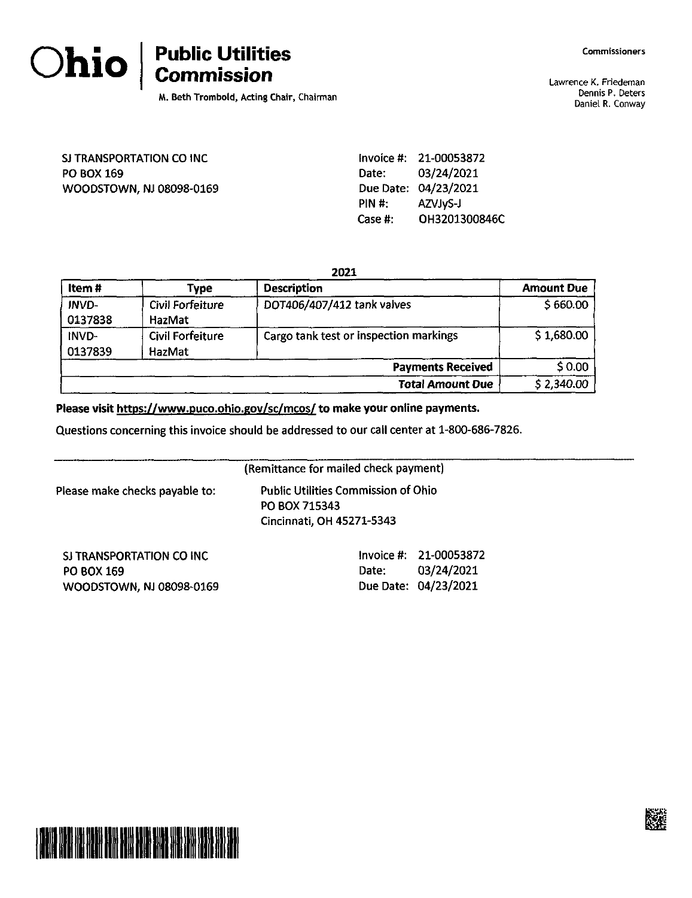# Ohio | Public Utilities Commission

M. Beth Trombold, Acting Chair, Chairman

Commissioners

Lawrence K. Friedeman
Dennis P. Deters
Daniel R. Conway

SJ TRANSPORTATION CO INC
PO BOX 169
WOODSTOWN, NJ 08098-0169

Invoice #: 21-00053872
Date: 03/24/2021
Due Date: 04/23/2021
PIN #: AZVJyS-J
Case #: OH3201300846C

2021

| Item # | Type | Description | Amount Due |
|---|---|---|---|
| INVD-0137838 | Civil Forfeiture HazMat | DOT406/407/412 tank valves | $ 660.00 |
| INVD-0137839 | Civil Forfeiture HazMat | Cargo tank test or inspection markings | $ 1,680.00 |
| | | **Payments Received** | $ 0.00 |
| | | **Total Amount Due** | $ 2,340.00 |

**Please visit https://www.puco.ohio.gov/sc/mcos/ to make your online payments.**

Questions concerning this invoice should be addressed to our call center at 1-800-686-7826.

---

(Remittance for mailed check payment)

Please make checks payable to:

Public Utilities Commission of Ohio
PO BOX 715343
Cincinnati, OH 45271-5343

SJ TRANSPORTATION CO INC
PO BOX 169
WOODSTOWN, NJ 08098-0169

Invoice #: 21-00053872
Date: 03/24/2021
Due Date: 04/23/2021